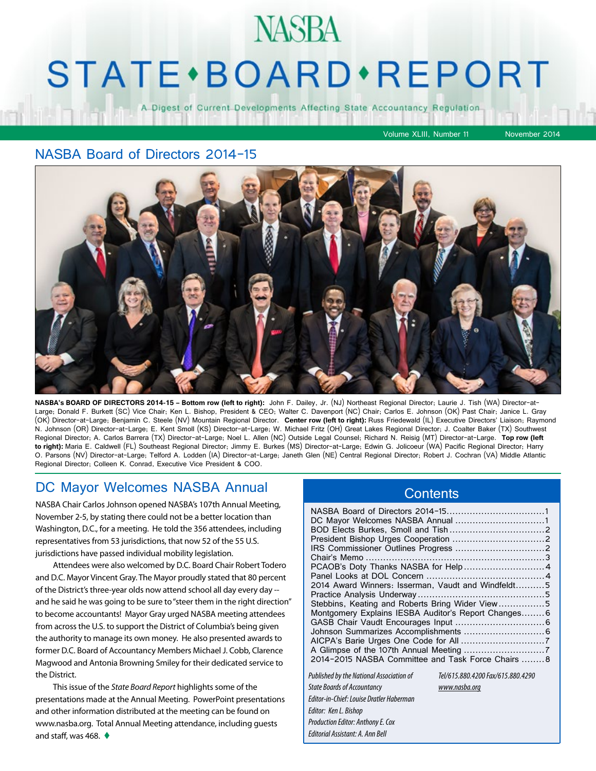# NASBA

# STATE•BOARD•REPORT

A Digest of Current Developments Affecting State Accountancy Regulation

Volume XLIII, Number 11 November 2014

## NASBA Board of Directors 2014-15

**NASBA's BOARD OF DIRECTORS 2014-15 – Bottom row (left to right):** John F. Dailey, Jr. (NJ) Northeast Regional Director; Laurie J. Tish (WA) Director-at-Large; Donald F. Burkett (SC) Vice Chair; Ken L. Bishop, President & CEO; Walter C. Davenport (NC) Chair; Carlos E. Johnson (OK) Past Chair; Janice L. Gray (OK) Director-at-Large; Benjamin C. Steele (NV) Mountain Regional Director. **Center row (left to right):** Russ Friedewald (IL) Executive Directors' Liaison; Raymond N. Johnson (OR) Director-at-Large; E. Kent Smoll (KS) Director-at-Large; W. Michael Fritz (OH) Great Lakes Regional Director; J. Coalter Baker (TX) Southwest Regional Director; A. Carlos Barrera (TX) Director-at-Large; Noel L. Allen (NC) Outside Legal Counsel; Richard N. Reisig (MT) Director-at-Large. **Top row (left to right):** Maria E. Caldwell (FL) Southeast Regional Director; Jimmy E. Burkes (MS) Director-at-Large; Edwin G. Jolicoeur (WA) Pacific Regional Director; Harry O. Parsons (NV) Director-at-Large; Telford A. Lodden (IA) Director-at-Large; Janeth Glen (NE) Central Regional Director; Robert J. Cochran (VA) Middle Atlantic Regional Director; Colleen K. Conrad, Executive Vice President & COO.

## DC Mayor Welcomes NASBA Annual

NASBA Chair Carlos Johnson opened NASBA's 107th Annual Meeting, November 2-5, by stating there could not be a better location than Washington, D.C., for a meeting. He told the 356 attendees, including representatives from 53 jurisdictions, that now 52 of the 55 U.S. jurisdictions have passed individual mobility legislation.

Attendees were also welcomed by D.C. Board Chair Robert Todero and D.C. Mayor Vincent Gray. The Mayor proudly stated that 80 percent of the District's three-year olds now attend school all day every day -- and he said he was going to be sure to "steer them in the right direction" to become accountants! Mayor Gray urged NASBA meeting attendees from across the U.S. to support the District of Columbia's being given the authority to manage its own money. He also presented awards to former D.C. Board of Accountancy Members Michael J. Cobb, Clarence Magwood and Antonia Browning Smiley for their dedicated service to the District.

This issue of the *State Board Report* highlights some of the presentations made at the Annual Meeting. PowerPoint presentations and other information distributed at the meeting can be found on www.nasba.org. Total Annual Meeting attendance, including guests and staff, was 468. ♦

## Contents

- NASBA Board of Directors 2014-15 .......... 1
- DC Mayor Welcomes NASBA Annual .......... 1
- BOD Elects Burkes, Smoll and Tish .......... 2
- President Bishop Urges Cooperation .......... 2
- IRS Commissioner Outlines Progress .......... 2
- Chair's Memo .......... 3
- PCAOB's Doty Thanks NASBA for Help .......... 4
- Panel Looks at DOL Concern .......... 4
- 2014 Award Winners: Isserman, Vaudt and Windfeldt .......... 5
- Practice Analysis Underway .......... 5
- Stebbins, Keating and Roberts Bring Wider View .......... 5
- Montgomery Explains IESBA Auditor's Report Changes .......... 6
- GASB Chair Vaudt Encourages Input .......... 6
- Johnson Summarizes Accomplishments .......... 6
- AICPA's Barie Urges One Code for All .......... 7
- A Glimpse of the 107th Annual Meeting .......... 7
- 2014-2015 NASBA Committee and Task Force Chairs .......... 8

*Published by the National Association of State Boards of Accountancy*
*Tel/615.880.4200 Fax/615.880.4290*
*www.nasba.org*
*Editor-in-Chief: Louise Dratler Haberman*
*Editor: Ken L. Bishop*
*Production Editor: Anthony E. Cox*
*Editorial Assistant: A. Ann Bell*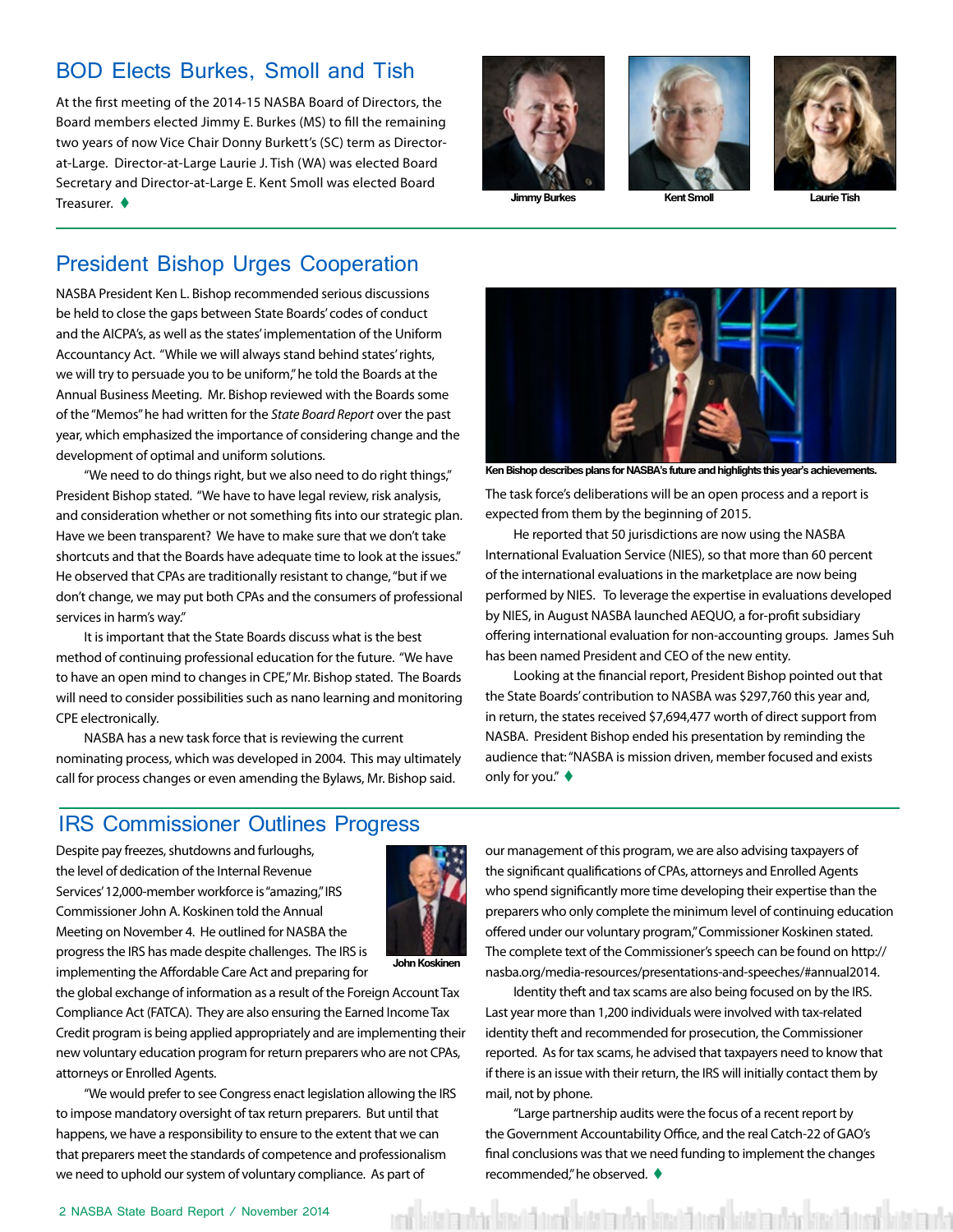## BOD Elects Burkes, Smoll and Tish

At the first meeting of the 2014-15 NASBA Board of Directors, the Board members elected Jimmy E. Burkes (MS) to fill the remaining two years of now Vice Chair Donny Burkett's (SC) term as Director-at-Large. Director-at-Large Laurie J. Tish (WA) was elected Board Secretary and Director-at-Large E. Kent Smoll was elected Board Treasurer. ♦

Jimmy Burkes

Kent Smoll

Laurie Tish

## President Bishop Urges Cooperation

NASBA President Ken L. Bishop recommended serious discussions be held to close the gaps between State Boards' codes of conduct and the AICPA's, as well as the states' implementation of the Uniform Accountancy Act. "While we will always stand behind states' rights, we will try to persuade you to be uniform," he told the Boards at the Annual Business Meeting. Mr. Bishop reviewed with the Boards some of the "Memos" he had written for the *State Board Report* over the past year, which emphasized the importance of considering change and the development of optimal and uniform solutions.

"We need to do things right, but we also need to do right things," President Bishop stated. "We have to have legal review, risk analysis, and consideration whether or not something fits into our strategic plan. Have we been transparent? We have to make sure that we don't take shortcuts and that the Boards have adequate time to look at the issues." He observed that CPAs are traditionally resistant to change, "but if we don't change, we may put both CPAs and the consumers of professional services in harm's way."

It is important that the State Boards discuss what is the best method of continuing professional education for the future. "We have to have an open mind to changes in CPE," Mr. Bishop stated. The Boards will need to consider possibilities such as nano learning and monitoring CPE electronically.

NASBA has a new task force that is reviewing the current nominating process, which was developed in 2004. This may ultimately call for process changes or even amending the Bylaws, Mr. Bishop said.

Ken Bishop describes plans for NASBA's future and highlights this year's achievements.

The task force's deliberations will be an open process and a report is expected from them by the beginning of 2015.

He reported that 50 jurisdictions are now using the NASBA International Evaluation Service (NIES), so that more than 60 percent of the international evaluations in the marketplace are now being performed by NIES. To leverage the expertise in evaluations developed by NIES, in August NASBA launched AEQUO, a for-profit subsidiary offering international evaluation for non-accounting groups. James Suh has been named President and CEO of the new entity.

Looking at the financial report, President Bishop pointed out that the State Boards' contribution to NASBA was $297,760 this year and, in return, the states received $7,694,477 worth of direct support from NASBA. President Bishop ended his presentation by reminding the audience that: "NASBA is mission driven, member focused and exists only for you." ♦

## IRS Commissioner Outlines Progress

Despite pay freezes, shutdowns and furloughs, the level of dedication of the Internal Revenue Services' 12,000-member workforce is "amazing," IRS Commissioner John A. Koskinen told the Annual Meeting on November 4. He outlined for NASBA the progress the IRS has made despite challenges. The IRS is implementing the Affordable Care Act and preparing for the global exchange of information as a result of the Foreign Account Tax Compliance Act (FATCA). They are also ensuring the Earned Income Tax Credit program is being applied appropriately and are implementing their new voluntary education program for return preparers who are not CPAs, attorneys or Enrolled Agents.

John Koskinen

"We would prefer to see Congress enact legislation allowing the IRS to impose mandatory oversight of tax return preparers. But until that happens, we have a responsibility to ensure to the extent that we can that preparers meet the standards of competence and professionalism we need to uphold our system of voluntary compliance. As part of our management of this program, we are also advising taxpayers of the significant qualifications of CPAs, attorneys and Enrolled Agents who spend significantly more time developing their expertise than the preparers who only complete the minimum level of continuing education offered under our voluntary program," Commissioner Koskinen stated. The complete text of the Commissioner's speech can be found on http://nasba.org/media-resources/presentations-and-speeches/#annual2014.

Identity theft and tax scams are also being focused on by the IRS. Last year more than 1,200 individuals were involved with tax-related identity theft and recommended for prosecution, the Commissioner reported. As for tax scams, he advised that taxpayers need to know that if there is an issue with their return, the IRS will initially contact them by mail, not by phone.

"Large partnership audits were the focus of a recent report by the Government Accountability Office, and the real Catch-22 of GAO's final conclusions was that we need funding to implement the changes recommended," he observed. ♦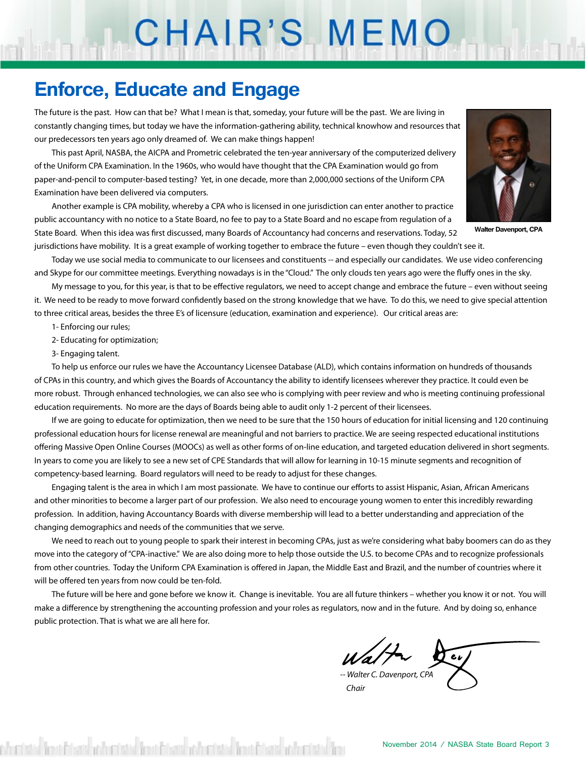# CHAIR'S MEMO

## Enforce, Educate and Engage

The future is the past. How can that be? What I mean is that, someday, your future will be the past. We are living in constantly changing times, but today we have the information-gathering ability, technical knowhow and resources that our predecessors ten years ago only dreamed of. We can make things happen!

This past April, NASBA, the AICPA and Prometric celebrated the ten-year anniversary of the computerized delivery of the Uniform CPA Examination. In the 1960s, who would have thought that the CPA Examination would go from paper-and-pencil to computer-based testing? Yet, in one decade, more than 2,000,000 sections of the Uniform CPA Examination have been delivered via computers.

Another example is CPA mobility, whereby a CPA who is licensed in one jurisdiction can enter another to practice public accountancy with no notice to a State Board, no fee to pay to a State Board and no escape from regulation of a State Board. When this idea was first discussed, many Boards of Accountancy had concerns and reservations. Today, 52 jurisdictions have mobility. It is a great example of working together to embrace the future – even though they couldn't see it.

Walter Davenport, CPA

Today we use social media to communicate to our licensees and constituents -- and especially our candidates. We use video conferencing and Skype for our committee meetings. Everything nowadays is in the "Cloud." The only clouds ten years ago were the fluffy ones in the sky.

My message to you, for this year, is that to be effective regulators, we need to accept change and embrace the future – even without seeing it. We need to be ready to move forward confidently based on the strong knowledge that we have. To do this, we need to give special attention to three critical areas, besides the three E's of licensure (education, examination and experience). Our critical areas are:

1- Enforcing our rules;

2- Educating for optimization;

3- Engaging talent.

To help us enforce our rules we have the Accountancy Licensee Database (ALD), which contains information on hundreds of thousands of CPAs in this country, and which gives the Boards of Accountancy the ability to identify licensees wherever they practice. It could even be more robust. Through enhanced technologies, we can also see who is complying with peer review and who is meeting continuing professional education requirements. No more are the days of Boards being able to audit only 1-2 percent of their licensees.

If we are going to educate for optimization, then we need to be sure that the 150 hours of education for initial licensing and 120 continuing professional education hours for license renewal are meaningful and not barriers to practice. We are seeing respected educational institutions offering Massive Open Online Courses (MOOCs) as well as other forms of on-line education, and targeted education delivered in short segments. In years to come you are likely to see a new set of CPE Standards that will allow for learning in 10-15 minute segments and recognition of competency-based learning. Board regulators will need to be ready to adjust for these changes.

Engaging talent is the area in which I am most passionate. We have to continue our efforts to assist Hispanic, Asian, African Americans and other minorities to become a larger part of our profession. We also need to encourage young women to enter this incredibly rewarding profession. In addition, having Accountancy Boards with diverse membership will lead to a better understanding and appreciation of the changing demographics and needs of the communities that we serve.

We need to reach out to young people to spark their interest in becoming CPAs, just as we're considering what baby boomers can do as they move into the category of "CPA-inactive." We are also doing more to help those outside the U.S. to become CPAs and to recognize professionals from other countries. Today the Uniform CPA Examination is offered in Japan, the Middle East and Brazil, and the number of countries where it will be offered ten years from now could be ten-fold.

The future will be here and gone before we know it. Change is inevitable. You are all future thinkers – whether you know it or not. You will make a difference by strengthening the accounting profession and your roles as regulators, now and in the future. And by doing so, enhance public protection. That is what we are all here for.

*-- Walter C. Davenport, CPA*
*Chair*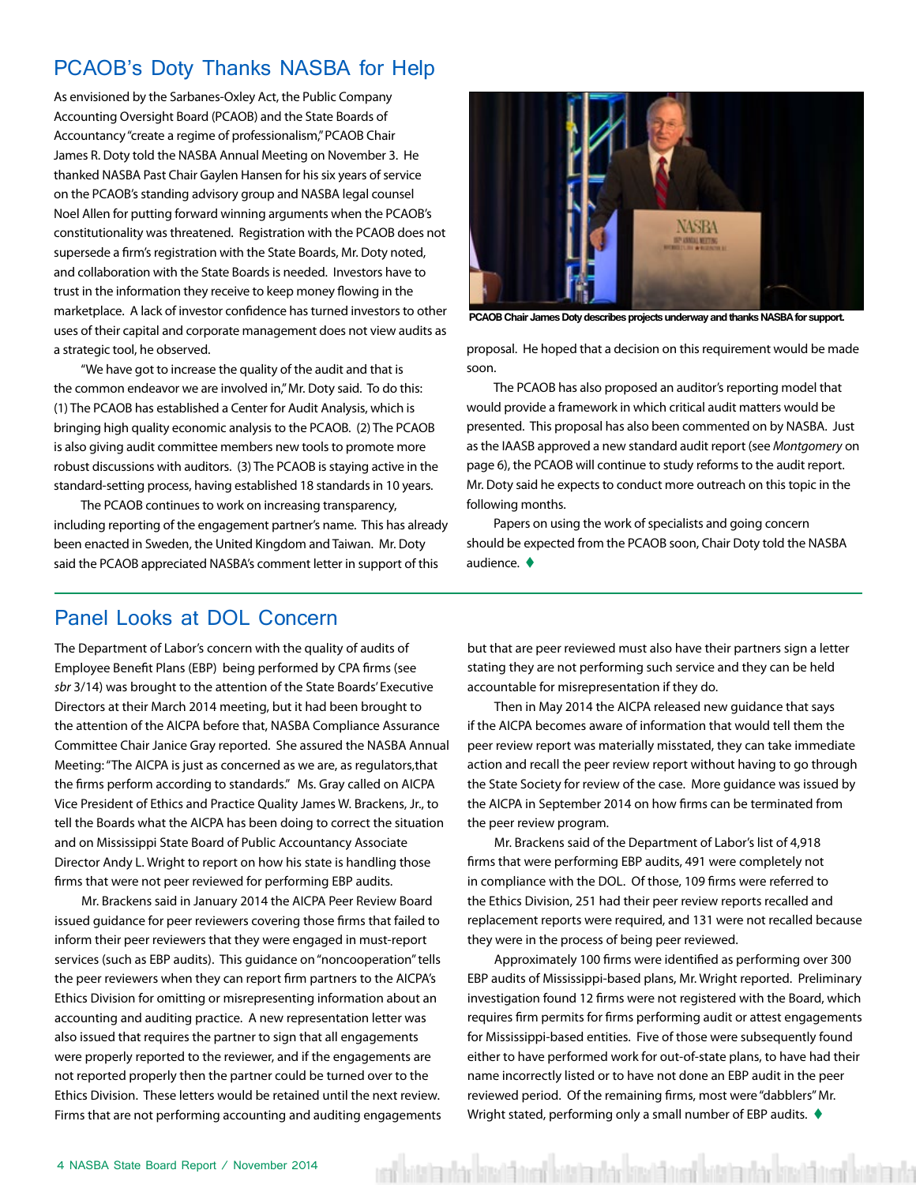## PCAOB's Doty Thanks NASBA for Help

As envisioned by the Sarbanes-Oxley Act, the Public Company Accounting Oversight Board (PCAOB) and the State Boards of Accountancy "create a regime of professionalism," PCAOB Chair James R. Doty told the NASBA Annual Meeting on November 3. He thanked NASBA Past Chair Gaylen Hansen for his six years of service on the PCAOB's standing advisory group and NASBA legal counsel Noel Allen for putting forward winning arguments when the PCAOB's constitutionality was threatened. Registration with the PCAOB does not supersede a firm's registration with the State Boards, Mr. Doty noted, and collaboration with the State Boards is needed. Investors have to trust in the information they receive to keep money flowing in the marketplace. A lack of investor confidence has turned investors to other uses of their capital and corporate management does not view audits as a strategic tool, he observed.

"We have got to increase the quality of the audit and that is the common endeavor we are involved in," Mr. Doty said. To do this: (1) The PCAOB has established a Center for Audit Analysis, which is bringing high quality economic analysis to the PCAOB. (2) The PCAOB is also giving audit committee members new tools to promote more robust discussions with auditors. (3) The PCAOB is staying active in the standard-setting process, having established 18 standards in 10 years.

The PCAOB continues to work on increasing transparency, including reporting of the engagement partner's name. This has already been enacted in Sweden, the United Kingdom and Taiwan. Mr. Doty said the PCAOB appreciated NASBA's comment letter in support of this proposal. He hoped that a decision on this requirement would be made soon.

PCAOB Chair James Doty describes projects underway and thanks NASBA for support.

The PCAOB has also proposed an auditor's reporting model that would provide a framework in which critical audit matters would be presented. This proposal has also been commented on by NASBA. Just as the IAASB approved a new standard audit report (see *Montgomery* on page 6), the PCAOB will continue to study reforms to the audit report. Mr. Doty said he expects to conduct more outreach on this topic in the following months.

Papers on using the work of specialists and going concern should be expected from the PCAOB soon, Chair Doty told the NASBA audience. ♦

## Panel Looks at DOL Concern

The Department of Labor's concern with the quality of audits of Employee Benefit Plans (EBP) being performed by CPA firms (see *sbr* 3/14) was brought to the attention of the State Boards' Executive Directors at their March 2014 meeting, but it had been brought to the attention of the AICPA before that, NASBA Compliance Assurance Committee Chair Janice Gray reported. She assured the NASBA Annual Meeting: "The AICPA is just as concerned as we are, as regulators, that the firms perform according to standards." Ms. Gray called on AICPA Vice President of Ethics and Practice Quality James W. Brackens, Jr., to tell the Boards what the AICPA has been doing to correct the situation and on Mississippi State Board of Public Accountancy Associate Director Andy L. Wright to report on how his state is handling those firms that were not peer reviewed for performing EBP audits.

Mr. Brackens said in January 2014 the AICPA Peer Review Board issued guidance for peer reviewers covering those firms that failed to inform their peer reviewers that they were engaged in must-report services (such as EBP audits). This guidance on "noncooperation" tells the peer reviewers when they can report firm partners to the AICPA's Ethics Division for omitting or misrepresenting information about an accounting and auditing practice. A new representation letter was also issued that requires the partner to sign that all engagements were properly reported to the reviewer, and if the engagements are not reported properly then the partner could be turned over to the Ethics Division. These letters would be retained until the next review. Firms that are not performing accounting and auditing engagements but that are peer reviewed must also have their partners sign a letter stating they are not performing such service and they can be held accountable for misrepresentation if they do.

Then in May 2014 the AICPA released new guidance that says if the AICPA becomes aware of information that would tell them the peer review report was materially misstated, they can take immediate action and recall the peer review report without having to go through the State Society for review of the case. More guidance was issued by the AICPA in September 2014 on how firms can be terminated from the peer review program.

Mr. Brackens said of the Department of Labor's list of 4,918 firms that were performing EBP audits, 491 were completely not in compliance with the DOL. Of those, 109 firms were referred to the Ethics Division, 251 had their peer review reports recalled and replacement reports were required, and 131 were not recalled because they were in the process of being peer reviewed.

Approximately 100 firms were identified as performing over 300 EBP audits of Mississippi-based plans, Mr. Wright reported. Preliminary investigation found 12 firms were not registered with the Board, which requires firm permits for firms performing audit or attest engagements for Mississippi-based entities. Five of those were subsequently found either to have performed work for out-of-state plans, to have had their name incorrectly listed or to have not done an EBP audit in the peer reviewed period. Of the remaining firms, most were "dabblers" Mr. Wright stated, performing only a small number of EBP audits. ♦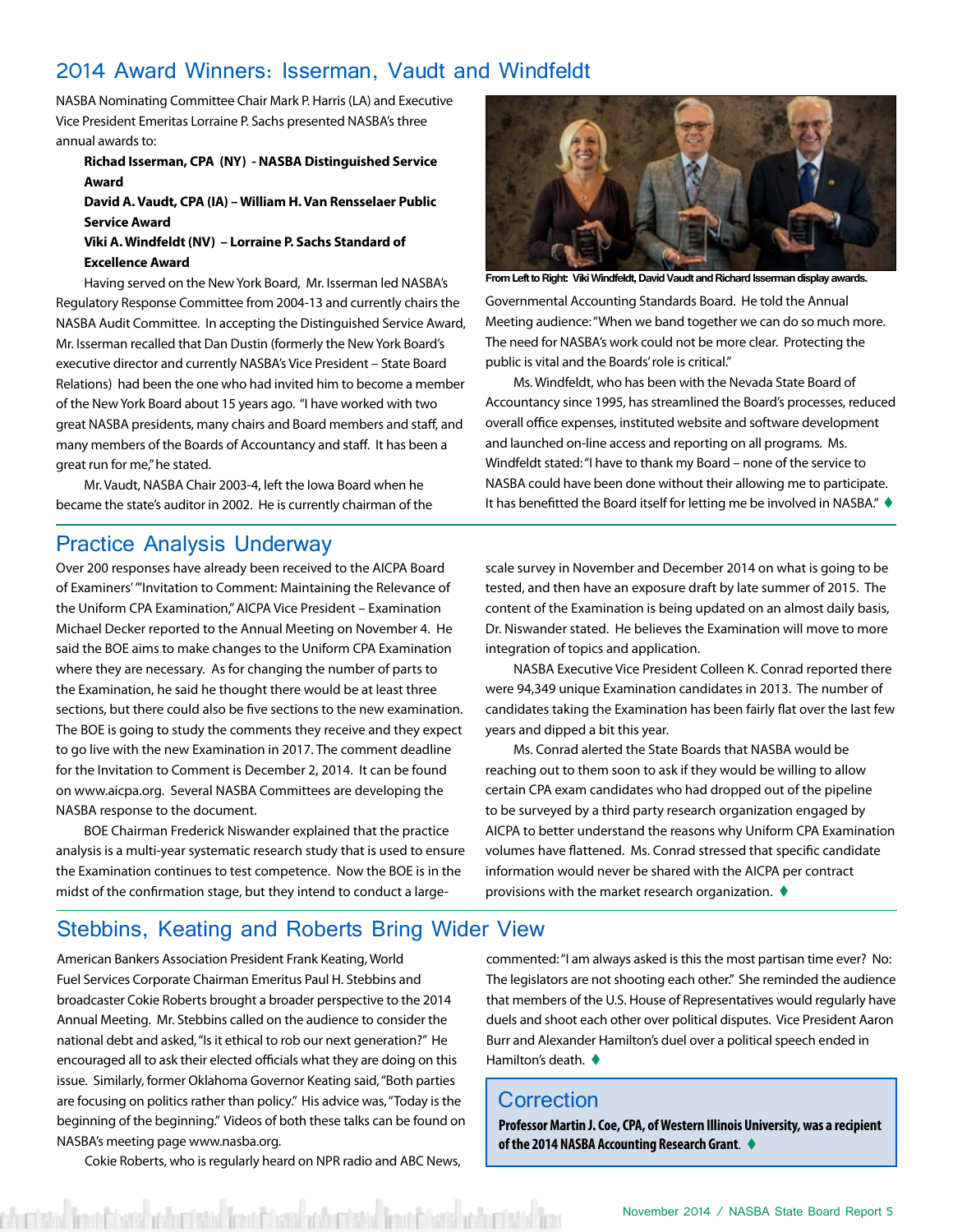## 2014 Award Winners: Isserman, Vaudt and Windfeldt

NASBA Nominating Committee Chair Mark P. Harris (LA) and Executive Vice President Emeritas Lorraine P. Sachs presented NASBA's three annual awards to:

**Richad Isserman, CPA (NY) - NASBA Distinguished Service Award**

**David A. Vaudt, CPA (IA) – William H. Van Rensselaer Public Service Award**

**Viki A. Windfeldt (NV) – Lorraine P. Sachs Standard of Excellence Award**

Having served on the New York Board, Mr. Isserman led NASBA's Regulatory Response Committee from 2004-13 and currently chairs the NASBA Audit Committee. In accepting the Distinguished Service Award, Mr. Isserman recalled that Dan Dustin (formerly the New York Board's executive director and currently NASBA's Vice President – State Board Relations) had been the one who had invited him to become a member of the New York Board about 15 years ago. "I have worked with two great NASBA presidents, many chairs and Board members and staff, and many members of the Boards of Accountancy and staff. It has been a great run for me," he stated.

Mr. Vaudt, NASBA Chair 2003-4, left the Iowa Board when he became the state's auditor in 2002. He is currently chairman of the Governmental Accounting Standards Board. He told the Annual Meeting audience: "When we band together we can do so much more. The need for NASBA's work could not be more clear. Protecting the public is vital and the Boards' role is critical."

From Left to Right: Viki Windfeldt, David Vaudt and Richard Isserman display awards.

Ms. Windfeldt, who has been with the Nevada State Board of Accountancy since 1995, has streamlined the Board's processes, reduced overall office expenses, instituted website and software development and launched on-line access and reporting on all programs. Ms. Windfeldt stated: "I have to thank my Board – none of the service to NASBA could have been done without their allowing me to participate. It has benefitted the Board itself for letting me be involved in NASBA." ♦

## Practice Analysis Underway

Over 200 responses have already been received to the AICPA Board of Examiners' "Invitation to Comment: Maintaining the Relevance of the Uniform CPA Examination," AICPA Vice President – Examination Michael Decker reported to the Annual Meeting on November 4. He said the BOE aims to make changes to the Uniform CPA Examination where they are necessary. As for changing the number of parts to the Examination, he said he thought there would be at least three sections, but there could also be five sections to the new examination. The BOE is going to study the comments they receive and they expect to go live with the new Examination in 2017. The comment deadline for the Invitation to Comment is December 2, 2014. It can be found on www.aicpa.org. Several NASBA Committees are developing the NASBA response to the document.

BOE Chairman Frederick Niswander explained that the practice analysis is a multi-year systematic research study that is used to ensure the Examination continues to test competence. Now the BOE is in the midst of the confirmation stage, but they intend to conduct a large-scale survey in November and December 2014 on what is going to be tested, and then have an exposure draft by late summer of 2015. The content of the Examination is being updated on an almost daily basis, Dr. Niswander stated. He believes the Examination will move to more integration of topics and application.

NASBA Executive Vice President Colleen K. Conrad reported there were 94,349 unique Examination candidates in 2013. The number of candidates taking the Examination has been fairly flat over the last few years and dipped a bit this year.

Ms. Conrad alerted the State Boards that NASBA would be reaching out to them soon to ask if they would be willing to allow certain CPA exam candidates who had dropped out of the pipeline to be surveyed by a third party research organization engaged by AICPA to better understand the reasons why Uniform CPA Examination volumes have flattened. Ms. Conrad stressed that specific candidate information would never be shared with the AICPA per contract provisions with the market research organization. ♦

## Stebbins, Keating and Roberts Bring Wider View

American Bankers Association President Frank Keating, World Fuel Services Corporate Chairman Emeritus Paul H. Stebbins and broadcaster Cokie Roberts brought a broader perspective to the 2014 Annual Meeting. Mr. Stebbins called on the audience to consider the national debt and asked, "Is it ethical to rob our next generation?" He encouraged all to ask their elected officials what they are doing on this issue. Similarly, former Oklahoma Governor Keating said, "Both parties are focusing on politics rather than policy." His advice was, "Today is the beginning of the beginning." Videos of both these talks can be found on NASBA's meeting page www.nasba.org.

Cokie Roberts, who is regularly heard on NPR radio and ABC News, commented: "I am always asked is this the most partisan time ever? No: The legislators are not shooting each other." She reminded the audience that members of the U.S. House of Representatives would regularly have duels and shoot each other over political disputes. Vice President Aaron Burr and Alexander Hamilton's duel over a political speech ended in Hamilton's death. ♦

## Correction

**Professor Martin J. Coe, CPA, of Western Illinois University, was a recipient of the 2014 NASBA Accounting Research Grant.** ♦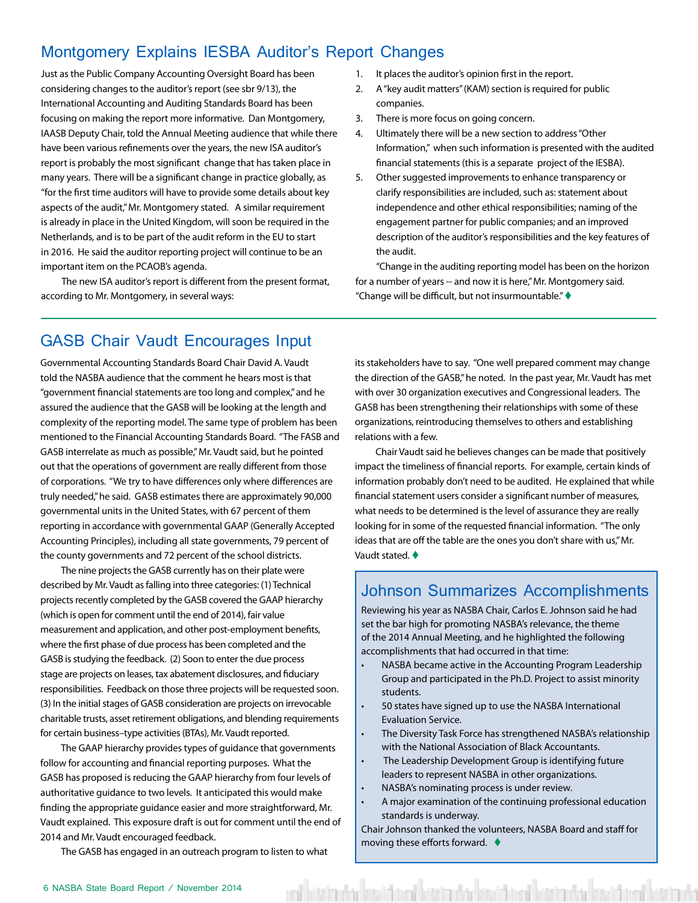## Montgomery Explains IESBA Auditor's Report Changes

Just as the Public Company Accounting Oversight Board has been considering changes to the auditor's report (see sbr 9/13), the International Accounting and Auditing Standards Board has been focusing on making the report more informative. Dan Montgomery, IAASB Deputy Chair, told the Annual Meeting audience that while there have been various refinements over the years, the new ISA auditor's report is probably the most significant change that has taken place in many years. There will be a significant change in practice globally, as "for the first time auditors will have to provide some details about key aspects of the audit," Mr. Montgomery stated. A similar requirement is already in place in the United Kingdom, will soon be required in the Netherlands, and is to be part of the audit reform in the EU to start in 2016. He said the auditor reporting project will continue to be an important item on the PCAOB's agenda.

The new ISA auditor's report is different from the present format, according to Mr. Montgomery, in several ways:

1. It places the auditor's opinion first in the report.
2. A "key audit matters" (KAM) section is required for public companies.
3. There is more focus on going concern.
4. Ultimately there will be a new section to address "Other Information," when such information is presented with the audited financial statements (this is a separate project of the IESBA).
5. Other suggested improvements to enhance transparency or clarify responsibilities are included, such as: statement about independence and other ethical responsibilities; naming of the engagement partner for public companies; and an improved description of the auditor's responsibilities and the key features of the audit.

"Change in the auditing reporting model has been on the horizon for a number of years -- and now it is here," Mr. Montgomery said. "Change will be difficult, but not insurmountable." ♦

## GASB Chair Vaudt Encourages Input

Governmental Accounting Standards Board Chair David A. Vaudt told the NASBA audience that the comment he hears most is that "government financial statements are too long and complex," and he assured the audience that the GASB will be looking at the length and complexity of the reporting model. The same type of problem has been mentioned to the Financial Accounting Standards Board. "The FASB and GASB interrelate as much as possible," Mr. Vaudt said, but he pointed out that the operations of government are really different from those of corporations. "We try to have differences only where differences are truly needed," he said. GASB estimates there are approximately 90,000 governmental units in the United States, with 67 percent of them reporting in accordance with governmental GAAP (Generally Accepted Accounting Principles), including all state governments, 79 percent of the county governments and 72 percent of the school districts.

The nine projects the GASB currently has on their plate were described by Mr. Vaudt as falling into three categories: (1) Technical projects recently completed by the GASB covered the GAAP hierarchy (which is open for comment until the end of 2014), fair value measurement and application, and other post-employment benefits, where the first phase of due process has been completed and the GASB is studying the feedback. (2) Soon to enter the due process stage are projects on leases, tax abatement disclosures, and fiduciary responsibilities. Feedback on those three projects will be requested soon. (3) In the initial stages of GASB consideration are projects on irrevocable charitable trusts, asset retirement obligations, and blending requirements for certain business–type activities (BTAs), Mr. Vaudt reported.

The GAAP hierarchy provides types of guidance that governments follow for accounting and financial reporting purposes. What the GASB has proposed is reducing the GAAP hierarchy from four levels of authoritative guidance to two levels. It anticipated this would make finding the appropriate guidance easier and more straightforward, Mr. Vaudt explained. This exposure draft is out for comment until the end of 2014 and Mr. Vaudt encouraged feedback.

The GASB has engaged in an outreach program to listen to what its stakeholders have to say. "One well prepared comment may change the direction of the GASB," he noted. In the past year, Mr. Vaudt has met with over 30 organization executives and Congressional leaders. The GASB has been strengthening their relationships with some of these organizations, reintroducing themselves to others and establishing relations with a few.

Chair Vaudt said he believes changes can be made that positively impact the timeliness of financial reports. For example, certain kinds of information probably don't need to be audited. He explained that while financial statement users consider a significant number of measures, what needs to be determined is the level of assurance they are really looking for in some of the requested financial information. "The only ideas that are off the table are the ones you don't share with us," Mr. Vaudt stated. ♦

## Johnson Summarizes Accomplishments

Reviewing his year as NASBA Chair, Carlos E. Johnson said he had set the bar high for promoting NASBA's relevance, the theme of the 2014 Annual Meeting, and he highlighted the following accomplishments that had occurred in that time:

- NASBA became active in the Accounting Program Leadership Group and participated in the Ph.D. Project to assist minority students.
- 50 states have signed up to use the NASBA International Evaluation Service.
- The Diversity Task Force has strengthened NASBA's relationship with the National Association of Black Accountants.
- The Leadership Development Group is identifying future leaders to represent NASBA in other organizations.
- NASBA's nominating process is under review.
- A major examination of the continuing professional education standards is underway.

Chair Johnson thanked the volunteers, NASBA Board and staff for moving these efforts forward. ♦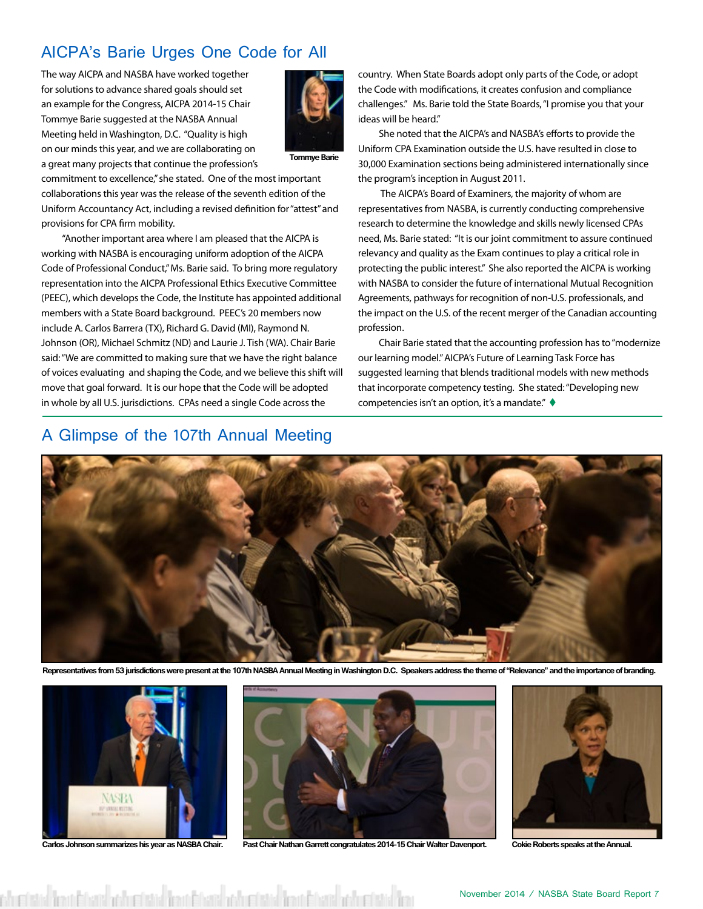## AICPA's Barie Urges One Code for All

Tommye Barie

The way AICPA and NASBA have worked together for solutions to advance shared goals should set an example for the Congress, AICPA 2014-15 Chair Tommye Barie suggested at the NASBA Annual Meeting held in Washington, D.C. "Quality is high on our minds this year, and we are collaborating on a great many projects that continue the profession's commitment to excellence," she stated. One of the most important collaborations this year was the release of the seventh edition of the Uniform Accountancy Act, including a revised definition for "attest" and provisions for CPA firm mobility.

"Another important area where I am pleased that the AICPA is working with NASBA is encouraging uniform adoption of the AICPA Code of Professional Conduct," Ms. Barie said. To bring more regulatory representation into the AICPA Professional Ethics Executive Committee (PEEC), which develops the Code, the Institute has appointed additional members with a State Board background. PEEC's 20 members now include A. Carlos Barrera (TX), Richard G. David (MI), Raymond N. Johnson (OR), Michael Schmitz (ND) and Laurie J. Tish (WA). Chair Barie said: "We are committed to making sure that we have the right balance of voices evaluating and shaping the Code, and we believe this shift will move that goal forward. It is our hope that the Code will be adopted in whole by all U.S. jurisdictions. CPAs need a single Code across the country. When State Boards adopt only parts of the Code, or adopt the Code with modifications, it creates confusion and compliance challenges." Ms. Barie told the State Boards, "I promise you that your ideas will be heard."

She noted that the AICPA's and NASBA's efforts to provide the Uniform CPA Examination outside the U.S. have resulted in close to 30,000 Examination sections being administered internationally since the program's inception in August 2011.

The AICPA's Board of Examiners, the majority of whom are representatives from NASBA, is currently conducting comprehensive research to determine the knowledge and skills newly licensed CPAs need, Ms. Barie stated: "It is our joint commitment to assure continued relevancy and quality as the Exam continues to play a critical role in protecting the public interest." She also reported the AICPA is working with NASBA to consider the future of international Mutual Recognition Agreements, pathways for recognition of non-U.S. professionals, and the impact on the U.S. of the recent merger of the Canadian accounting profession.

Chair Barie stated that the accounting profession has to "modernize our learning model." AICPA's Future of Learning Task Force has suggested learning that blends traditional models with new methods that incorporate competency testing. She stated: "Developing new competencies isn't an option, it's a mandate." ♦

## A Glimpse of the 107th Annual Meeting

**Representatives from 53 jurisdictions were present at the 107th NASBA Annual Meeting in Washington D.C. Speakers address the theme of "Relevance" and the importance of branding.**

**Carlos Johnson summarizes his year as NASBA Chair.**

**Past Chair Nathan Garrett congratulates 2014-15 Chair Walter Davenport.**

**Cokie Roberts speaks at the Annual.**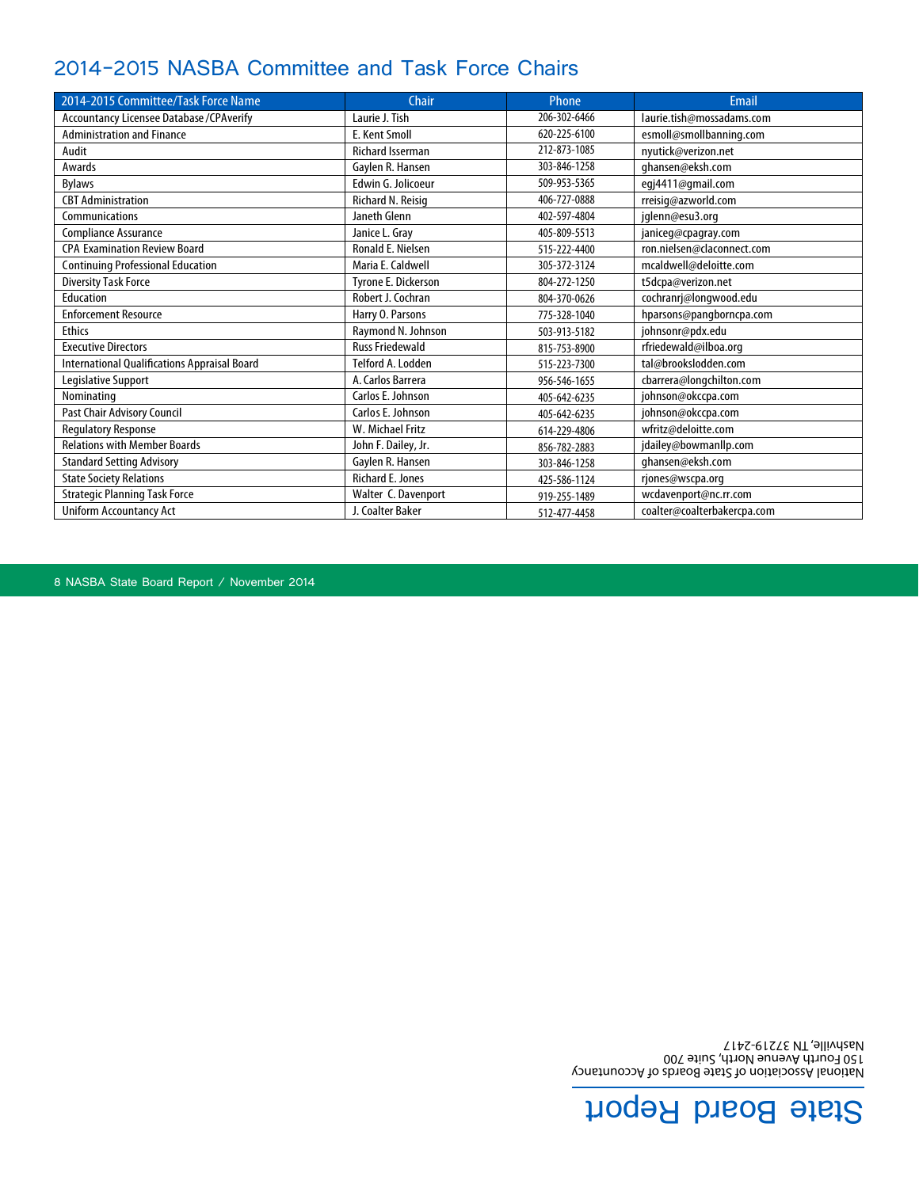## 2014-2015 NASBA Committee and Task Force Chairs

| 2014-2015 Committee/Task Force Name | Chair | Phone | Email |
|---|---|---|---|
| Accountancy Licensee Database /CPAverify | Laurie J. Tish | 206-302-6466 | laurie.tish@mossadams.com |
| Administration and Finance | E. Kent Smoll | 620-225-6100 | esmoll@smollbanning.com |
| Audit | Richard Isserman | 212-873-1085 | nyutick@verizon.net |
| Awards | Gaylen R. Hansen | 303-846-1258 | ghansen@eksh.com |
| Bylaws | Edwin G. Jolicoeur | 509-953-5365 | egj4411@gmail.com |
| CBT Administration | Richard N. Reisig | 406-727-0888 | rreisig@azworld.com |
| Communications | Janeth Glenn | 402-597-4804 | jglenn@esu3.org |
| Compliance Assurance | Janice L. Gray | 405-809-5513 | janiceg@cpagray.com |
| CPA Examination Review Board | Ronald E. Nielsen | 515-222-4400 | ron.nielsen@claconnect.com |
| Continuing Professional Education | Maria E. Caldwell | 305-372-3124 | mcaldwell@deloitte.com |
| Diversity Task Force | Tyrone E. Dickerson | 804-272-1250 | t5dcpa@verizon.net |
| Education | Robert J. Cochran | 804-370-0626 | cochranrj@longwood.edu |
| Enforcement Resource | Harry O. Parsons | 775-328-1040 | hparsons@pangborncpa.com |
| Ethics | Raymond N. Johnson | 503-913-5182 | johnsonr@pdx.edu |
| Executive Directors | Russ Friedewald | 815-753-8900 | rfriedewald@ilboa.org |
| International Qualifications Appraisal Board | Telford A. Lodden | 515-223-7300 | tal@brookslodden.com |
| Legislative Support | A. Carlos Barrera | 956-546-1655 | cbarrera@longchilton.com |
| Nominating | Carlos E. Johnson | 405-642-6235 | johnson@okccpa.com |
| Past Chair Advisory Council | Carlos E. Johnson | 405-642-6235 | johnson@okccpa.com |
| Regulatory Response | W. Michael Fritz | 614-229-4806 | wfritz@deloitte.com |
| Relations with Member Boards | John F. Dailey, Jr. | 856-782-2883 | jdailey@bowmanllp.com |
| Standard Setting Advisory | Gaylen R. Hansen | 303-846-1258 | ghansen@eksh.com |
| State Society Relations | Richard E. Jones | 425-586-1124 | rjones@wscpa.org |
| Strategic Planning Task Force | Walter C. Davenport | 919-255-1489 | wcdavenport@nc.rr.com |
| Uniform Accountancy Act | J. Coalter Baker | 512-477-4458 | coalter@coalterbakercpa.com |

State Board Report

National Association of State Boards of Accountancy
150 Fourth Avenue North, Suite 700
Nashville, TN 37219-2417